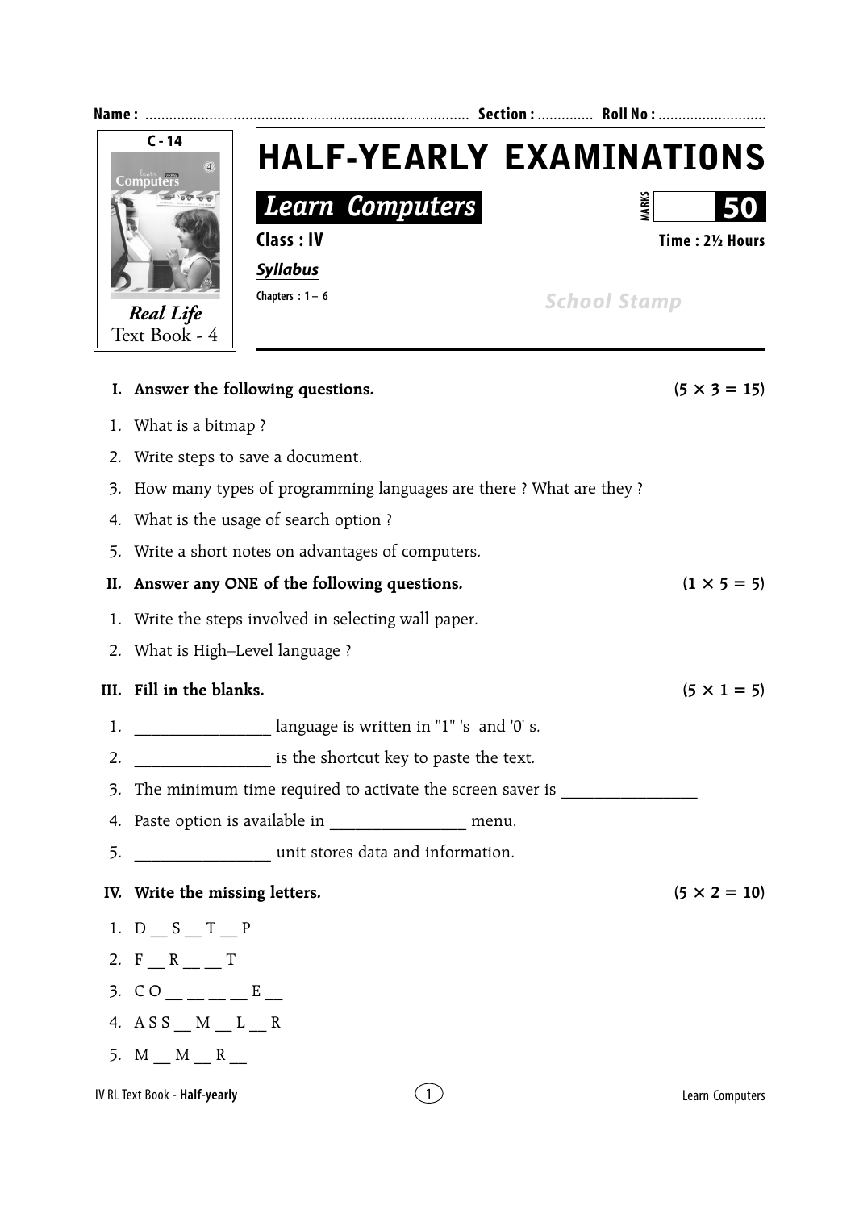Name : ................................................................................ Section : ............. Roll No : ...........................

C - 14

Real Life
Text Book - 4

# HALF-YEARLY EXAMINATIONS

## Learn Computers

MARKS **50**

**Class : IV** **Time : 2½ Hours**

***Syllabus***

Chapters : 1 – 6

School Stamp

**I. Answer the following questions.** **(5 × 3 = 15)**

1. What is a bitmap ?
2. Write steps to save a document.
3. How many types of programming languages are there ? What are they ?
4. What is the usage of search option ?
5. Write a short notes on advantages of computers.

**II. Answer any ONE of the following questions.** **(1 × 5 = 5)**

1. Write the steps involved in selecting wall paper.
2. What is High–Level language ?

**III. Fill in the blanks.** **(5 × 1 = 5)**

1. ________________ language is written in "1" 's and '0' s.
2. ________________ is the shortcut key to paste the text.
3. The minimum time required to activate the screen saver is ________________
4. Paste option is available in ________________ menu.
5. ________________ unit stores data and information.

**IV. Write the missing letters.** **(5 × 2 = 10)**

1. D __ S __ T __ P
2. F __ R __ __ T
3. C O __ __ __ __ E __
4. A S S __ M __ L __ R
5. M __ M __ R __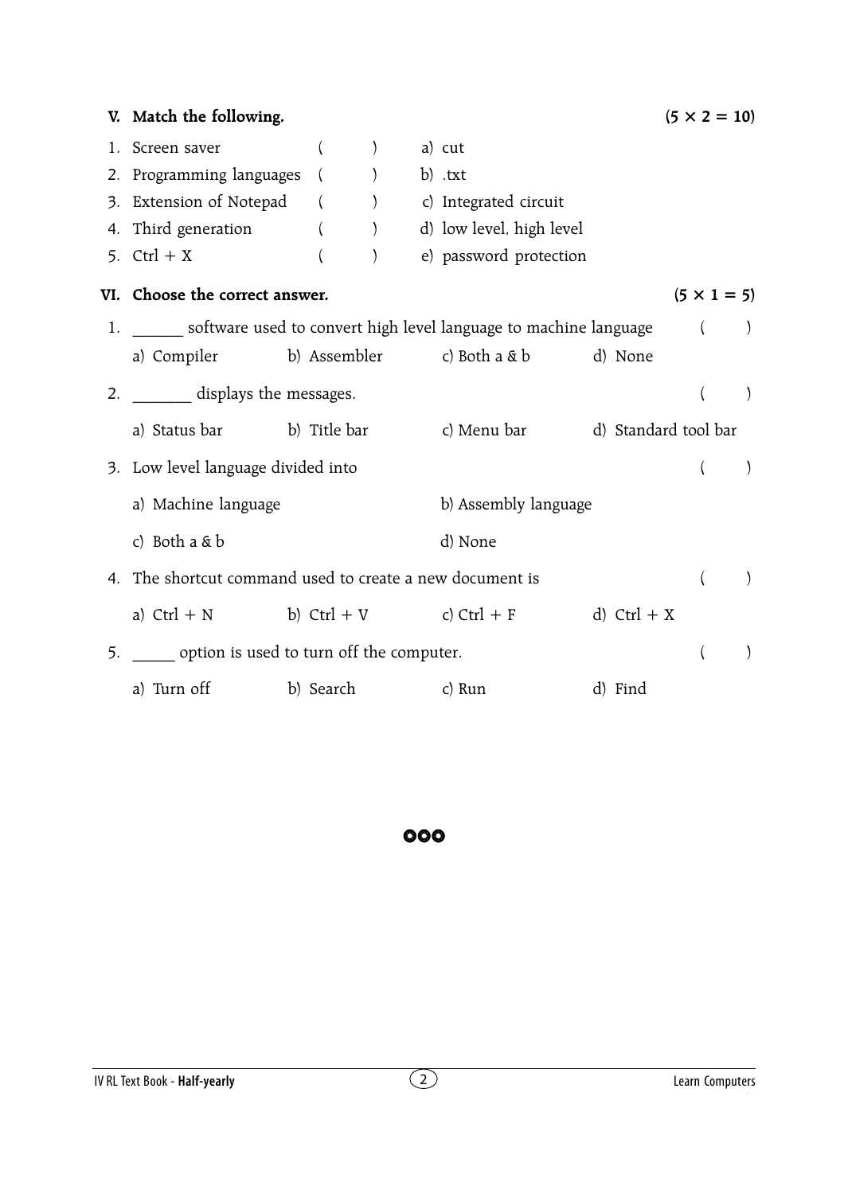## V. Match the following. (5 × 2 = 10)

| | | | |
|---|---|---|---|
| 1. Screen saver | ( ) | a) cut |
| 2. Programming languages | ( ) | b) .txt |
| 3. Extension of Notepad | ( ) | c) Integrated circuit |
| 4. Third generation | ( ) | d) low level, high level |
| 5. Ctrl + X | ( ) | e) password protection |

## VI. Choose the correct answer. (5 × 1 = 5)

1. ______ software used to convert high level language to machine language ( )

   a) Compiler  b) Assembler  c) Both a & b  d) None

2. _______ displays the messages. ( )

   a) Status bar  b) Title bar  c) Menu bar  d) Standard tool bar

3. Low level language divided into ( )

   a) Machine language  b) Assembly language

   c) Both a & b  d) None

4. The shortcut command used to create a new document is ( )

   a) Ctrl + N  b) Ctrl + V  c) Ctrl + F  d) Ctrl + X

5. _____ option is used to turn off the computer. ( )

   a) Turn off  b) Search  c) Run  d) Find

❂❂❂